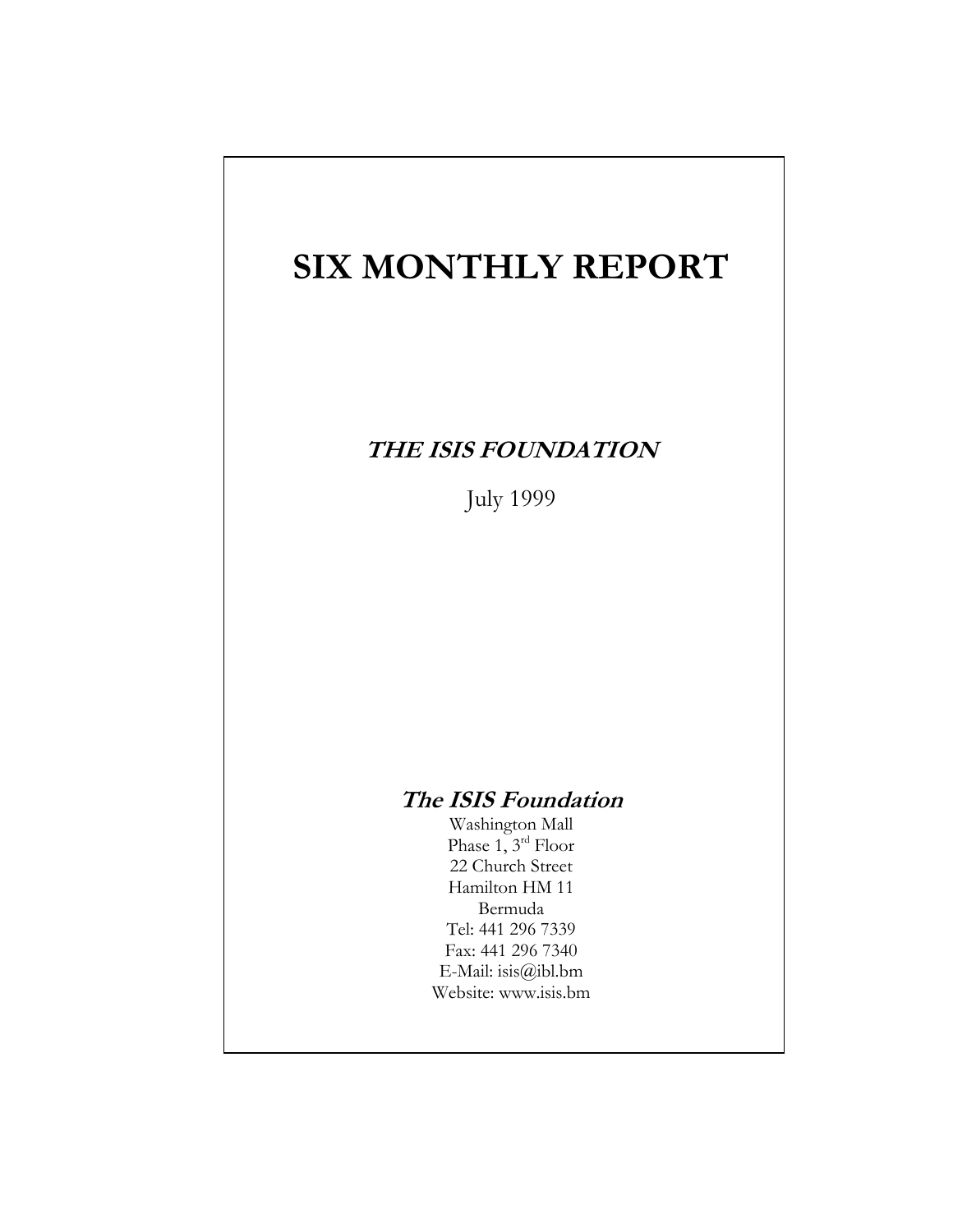# SIX MONTHLY REPORT

***THE ISIS FOUNDATION***

July 1999

***The ISIS Foundation***

Washington Mall
Phase 1, 3rd Floor
22 Church Street
Hamilton HM 11
Bermuda
Tel: 441 296 7339
Fax: 441 296 7340
E-Mail: isis@ibl.bm
Website: www.isis.bm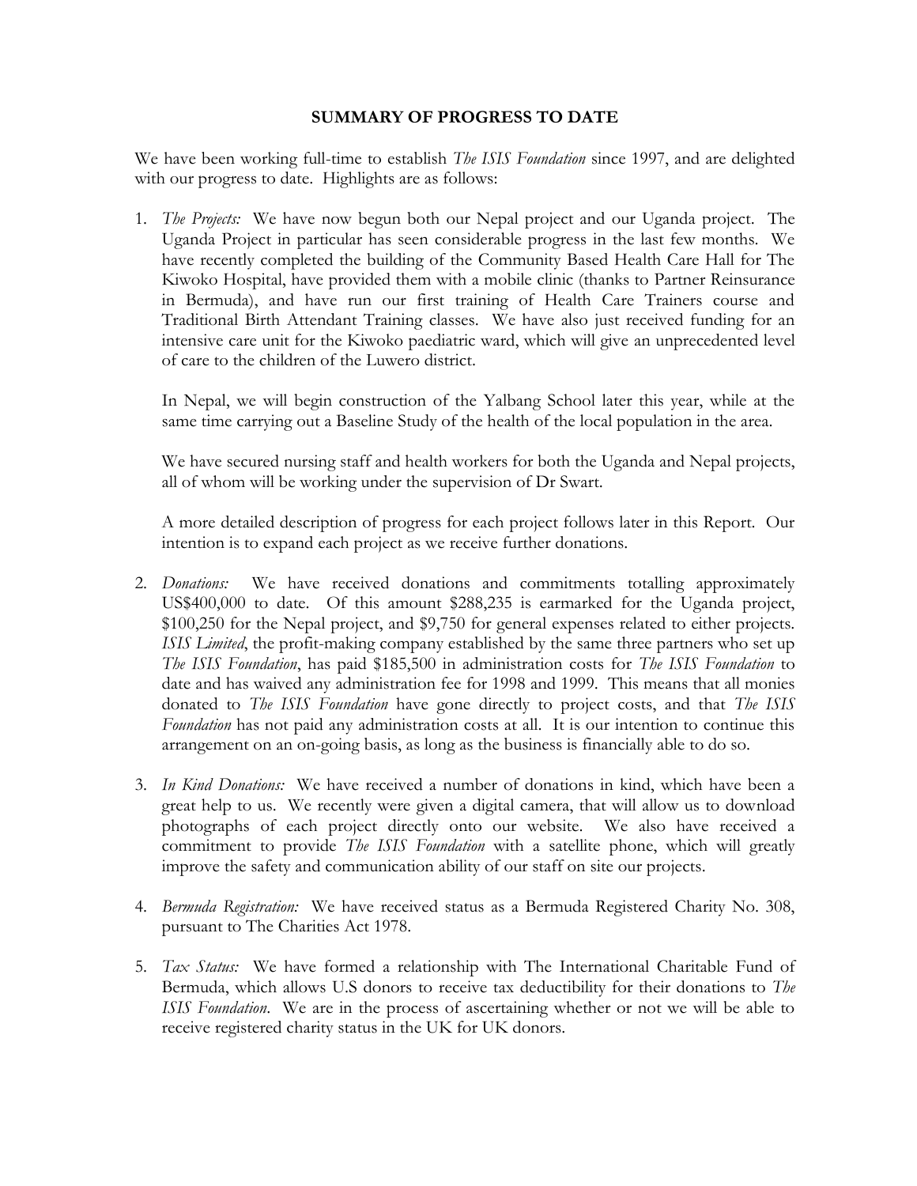## SUMMARY OF PROGRESS TO DATE

We have been working full-time to establish *The ISIS Foundation* since 1997, and are delighted with our progress to date. Highlights are as follows:

1. *The Projects:* We have now begun both our Nepal project and our Uganda project. The Uganda Project in particular has seen considerable progress in the last few months. We have recently completed the building of the Community Based Health Care Hall for The Kiwoko Hospital, have provided them with a mobile clinic (thanks to Partner Reinsurance in Bermuda), and have run our first training of Health Care Trainers course and Traditional Birth Attendant Training classes. We have also just received funding for an intensive care unit for the Kiwoko paediatric ward, which will give an unprecedented level of care to the children of the Luwero district.

   In Nepal, we will begin construction of the Yalbang School later this year, while at the same time carrying out a Baseline Study of the health of the local population in the area.

   We have secured nursing staff and health workers for both the Uganda and Nepal projects, all of whom will be working under the supervision of Dr Swart.

   A more detailed description of progress for each project follows later in this Report. Our intention is to expand each project as we receive further donations.

2. *Donations:* We have received donations and commitments totalling approximately US$400,000 to date. Of this amount $288,235 is earmarked for the Uganda project, $100,250 for the Nepal project, and $9,750 for general expenses related to either projects. *ISIS Limited*, the profit-making company established by the same three partners who set up *The ISIS Foundation*, has paid $185,500 in administration costs for *The ISIS Foundation* to date and has waived any administration fee for 1998 and 1999. This means that all monies donated to *The ISIS Foundation* have gone directly to project costs, and that *The ISIS Foundation* has not paid any administration costs at all. It is our intention to continue this arrangement on an on-going basis, as long as the business is financially able to do so.

3. *In Kind Donations:* We have received a number of donations in kind, which have been a great help to us. We recently were given a digital camera, that will allow us to download photographs of each project directly onto our website. We also have received a commitment to provide *The ISIS Foundation* with a satellite phone, which will greatly improve the safety and communication ability of our staff on site our projects.

4. *Bermuda Registration:* We have received status as a Bermuda Registered Charity No. 308, pursuant to The Charities Act 1978.

5. *Tax Status:* We have formed a relationship with The International Charitable Fund of Bermuda, which allows U.S donors to receive tax deductibility for their donations to *The ISIS Foundation*. We are in the process of ascertaining whether or not we will be able to receive registered charity status in the UK for UK donors.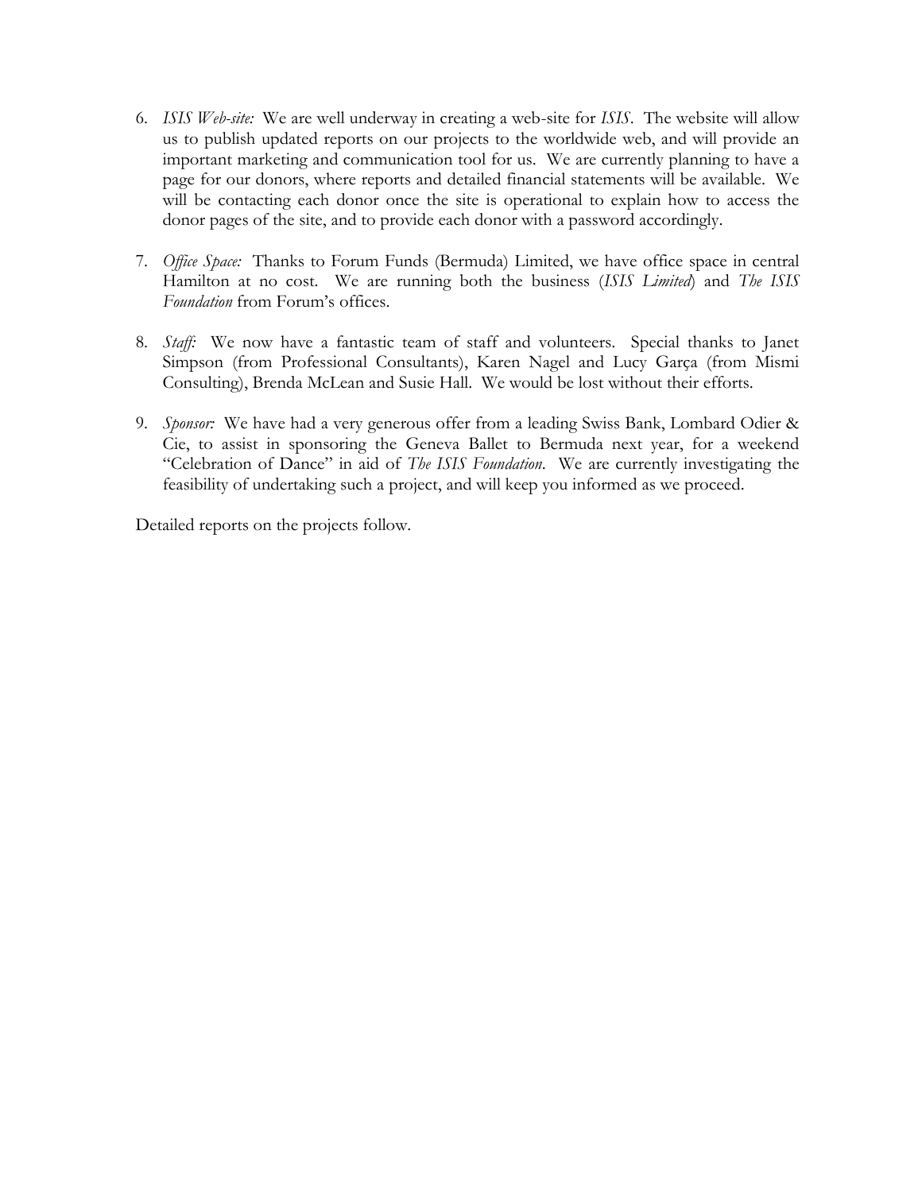6. *ISIS Web-site:* We are well underway in creating a web-site for *ISIS*. The website will allow us to publish updated reports on our projects to the worldwide web, and will provide an important marketing and communication tool for us. We are currently planning to have a page for our donors, where reports and detailed financial statements will be available. We will be contacting each donor once the site is operational to explain how to access the donor pages of the site, and to provide each donor with a password accordingly.

7. *Office Space:* Thanks to Forum Funds (Bermuda) Limited, we have office space in central Hamilton at no cost. We are running both the business (*ISIS Limited*) and *The ISIS Foundation* from Forum's offices.

8. *Staff:* We now have a fantastic team of staff and volunteers. Special thanks to Janet Simpson (from Professional Consultants), Karen Nagel and Lucy Garça (from Mismi Consulting), Brenda McLean and Susie Hall. We would be lost without their efforts.

9. *Sponsor:* We have had a very generous offer from a leading Swiss Bank, Lombard Odier & Cie, to assist in sponsoring the Geneva Ballet to Bermuda next year, for a weekend "Celebration of Dance" in aid of *The ISIS Foundation*. We are currently investigating the feasibility of undertaking such a project, and will keep you informed as we proceed.

Detailed reports on the projects follow.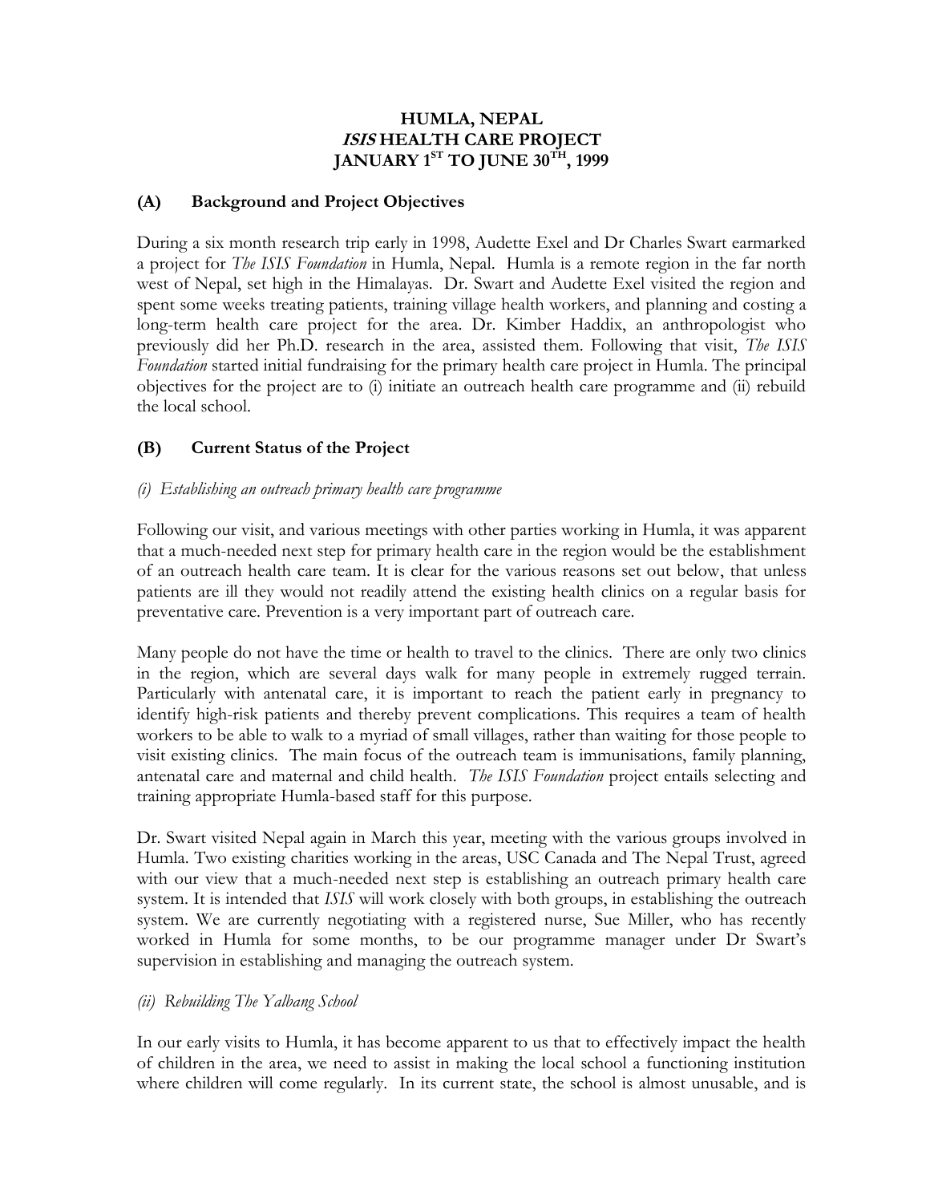**HUMLA, NEPAL**
***ISIS* HEALTH CARE PROJECT**
**JANUARY 1ST TO JUNE 30TH, 1999**

## (A) Background and Project Objectives

During a six month research trip early in 1998, Audette Exel and Dr Charles Swart earmarked a project for *The ISIS Foundation* in Humla, Nepal. Humla is a remote region in the far north west of Nepal, set high in the Himalayas. Dr. Swart and Audette Exel visited the region and spent some weeks treating patients, training village health workers, and planning and costing a long-term health care project for the area. Dr. Kimber Haddix, an anthropologist who previously did her Ph.D. research in the area, assisted them. Following that visit, *The ISIS Foundation* started initial fundraising for the primary health care project in Humla. The principal objectives for the project are to (i) initiate an outreach health care programme and (ii) rebuild the local school.

## (B) Current Status of the Project

*(i) Establishing an outreach primary health care programme*

Following our visit, and various meetings with other parties working in Humla, it was apparent that a much-needed next step for primary health care in the region would be the establishment of an outreach health care team. It is clear for the various reasons set out below, that unless patients are ill they would not readily attend the existing health clinics on a regular basis for preventative care. Prevention is a very important part of outreach care.

Many people do not have the time or health to travel to the clinics. There are only two clinics in the region, which are several days walk for many people in extremely rugged terrain. Particularly with antenatal care, it is important to reach the patient early in pregnancy to identify high-risk patients and thereby prevent complications. This requires a team of health workers to be able to walk to a myriad of small villages, rather than waiting for those people to visit existing clinics. The main focus of the outreach team is immunisations, family planning, antenatal care and maternal and child health. *The ISIS Foundation* project entails selecting and training appropriate Humla-based staff for this purpose.

Dr. Swart visited Nepal again in March this year, meeting with the various groups involved in Humla. Two existing charities working in the areas, USC Canada and The Nepal Trust, agreed with our view that a much-needed next step is establishing an outreach primary health care system. It is intended that *ISIS* will work closely with both groups, in establishing the outreach system. We are currently negotiating with a registered nurse, Sue Miller, who has recently worked in Humla for some months, to be our programme manager under Dr Swart's supervision in establishing and managing the outreach system.

*(ii) Rebuilding The Yalbang School*

In our early visits to Humla, it has become apparent to us that to effectively impact the health of children in the area, we need to assist in making the local school a functioning institution where children will come regularly. In its current state, the school is almost unusable, and is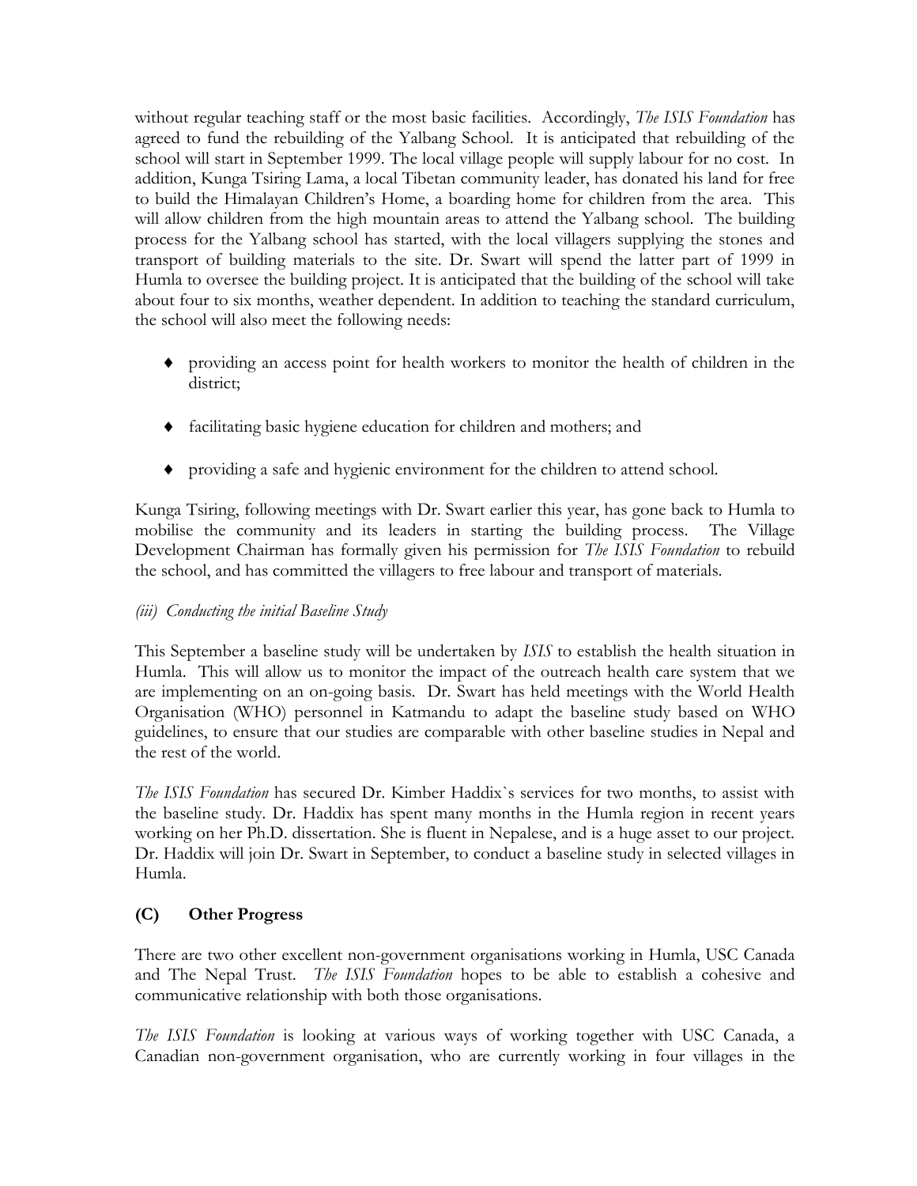without regular teaching staff or the most basic facilities. Accordingly, *The ISIS Foundation* has agreed to fund the rebuilding of the Yalbang School. It is anticipated that rebuilding of the school will start in September 1999. The local village people will supply labour for no cost. In addition, Kunga Tsiring Lama, a local Tibetan community leader, has donated his land for free to build the Himalayan Children's Home, a boarding home for children from the area. This will allow children from the high mountain areas to attend the Yalbang school. The building process for the Yalbang school has started, with the local villagers supplying the stones and transport of building materials to the site. Dr. Swart will spend the latter part of 1999 in Humla to oversee the building project. It is anticipated that the building of the school will take about four to six months, weather dependent. In addition to teaching the standard curriculum, the school will also meet the following needs:

- providing an access point for health workers to monitor the health of children in the district;
- facilitating basic hygiene education for children and mothers; and
- providing a safe and hygienic environment for the children to attend school.

Kunga Tsiring, following meetings with Dr. Swart earlier this year, has gone back to Humla to mobilise the community and its leaders in starting the building process. The Village Development Chairman has formally given his permission for *The ISIS Foundation* to rebuild the school, and has committed the villagers to free labour and transport of materials.

*(iii) Conducting the initial Baseline Study*

This September a baseline study will be undertaken by *ISIS* to establish the health situation in Humla. This will allow us to monitor the impact of the outreach health care system that we are implementing on an on-going basis. Dr. Swart has held meetings with the World Health Organisation (WHO) personnel in Katmandu to adapt the baseline study based on WHO guidelines, to ensure that our studies are comparable with other baseline studies in Nepal and the rest of the world.

*The ISIS Foundation* has secured Dr. Kimber Haddix`s services for two months, to assist with the baseline study. Dr. Haddix has spent many months in the Humla region in recent years working on her Ph.D. dissertation. She is fluent in Nepalese, and is a huge asset to our project. Dr. Haddix will join Dr. Swart in September, to conduct a baseline study in selected villages in Humla.

## (C) Other Progress

There are two other excellent non-government organisations working in Humla, USC Canada and The Nepal Trust. *The ISIS Foundation* hopes to be able to establish a cohesive and communicative relationship with both those organisations.

*The ISIS Foundation* is looking at various ways of working together with USC Canada, a Canadian non-government organisation, who are currently working in four villages in the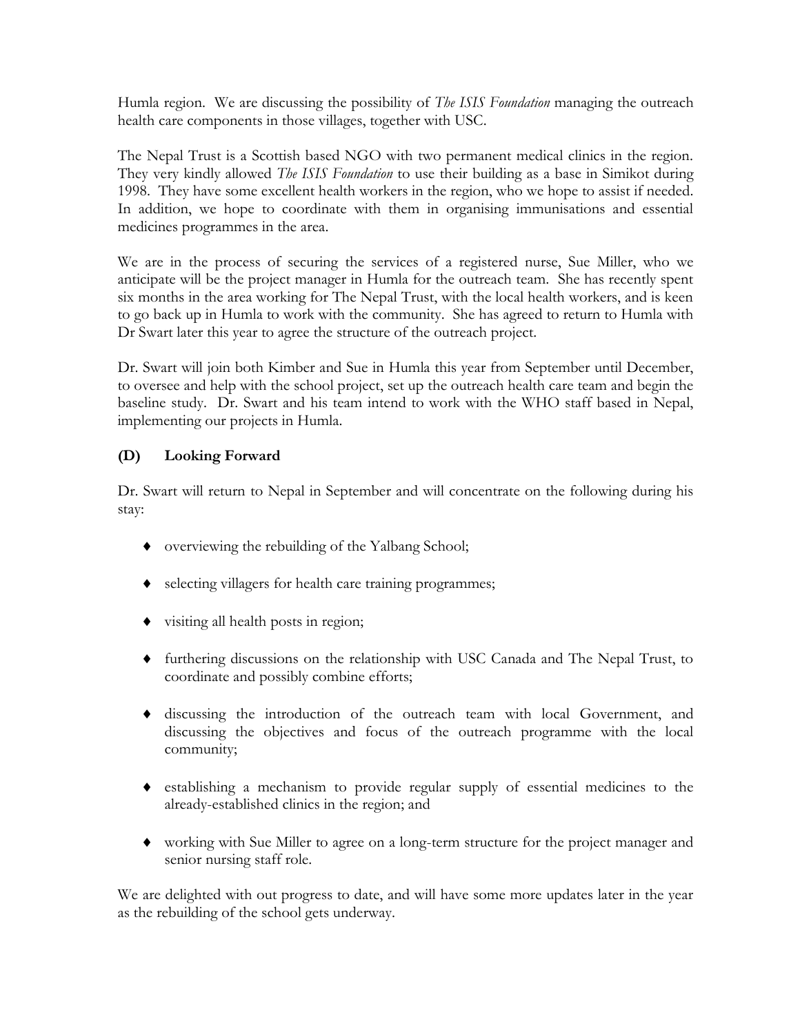Humla region. We are discussing the possibility of *The ISIS Foundation* managing the outreach health care components in those villages, together with USC.

The Nepal Trust is a Scottish based NGO with two permanent medical clinics in the region. They very kindly allowed *The ISIS Foundation* to use their building as a base in Simikot during 1998. They have some excellent health workers in the region, who we hope to assist if needed. In addition, we hope to coordinate with them in organising immunisations and essential medicines programmes in the area.

We are in the process of securing the services of a registered nurse, Sue Miller, who we anticipate will be the project manager in Humla for the outreach team. She has recently spent six months in the area working for The Nepal Trust, with the local health workers, and is keen to go back up in Humla to work with the community. She has agreed to return to Humla with Dr Swart later this year to agree the structure of the outreach project.

Dr. Swart will join both Kimber and Sue in Humla this year from September until December, to oversee and help with the school project, set up the outreach health care team and begin the baseline study. Dr. Swart and his team intend to work with the WHO staff based in Nepal, implementing our projects in Humla.

## (D) Looking Forward

Dr. Swart will return to Nepal in September and will concentrate on the following during his stay:

- overviewing the rebuilding of the Yalbang School;
- selecting villagers for health care training programmes;
- visiting all health posts in region;
- furthering discussions on the relationship with USC Canada and The Nepal Trust, to coordinate and possibly combine efforts;
- discussing the introduction of the outreach team with local Government, and discussing the objectives and focus of the outreach programme with the local community;
- establishing a mechanism to provide regular supply of essential medicines to the already-established clinics in the region; and
- working with Sue Miller to agree on a long-term structure for the project manager and senior nursing staff role.

We are delighted with out progress to date, and will have some more updates later in the year as the rebuilding of the school gets underway.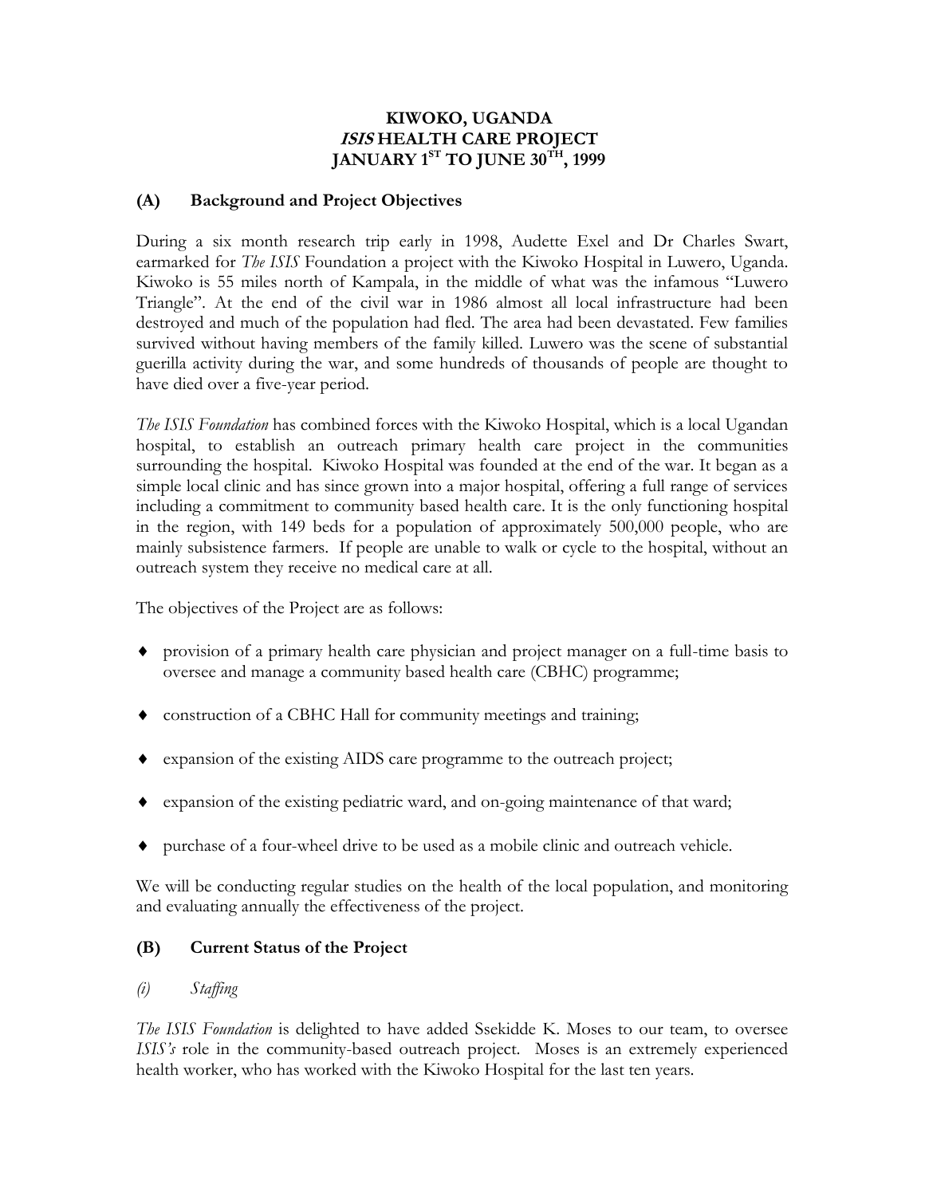# KIWOKO, UGANDA
# *ISIS* HEALTH CARE PROJECT
# JANUARY 1ST TO JUNE 30TH, 1999

## (A) Background and Project Objectives

During a six month research trip early in 1998, Audette Exel and Dr Charles Swart, earmarked for *The ISIS* Foundation a project with the Kiwoko Hospital in Luwero, Uganda. Kiwoko is 55 miles north of Kampala, in the middle of what was the infamous "Luwero Triangle". At the end of the civil war in 1986 almost all local infrastructure had been destroyed and much of the population had fled. The area had been devastated. Few families survived without having members of the family killed. Luwero was the scene of substantial guerilla activity during the war, and some hundreds of thousands of people are thought to have died over a five-year period.

*The ISIS Foundation* has combined forces with the Kiwoko Hospital, which is a local Ugandan hospital, to establish an outreach primary health care project in the communities surrounding the hospital. Kiwoko Hospital was founded at the end of the war. It began as a simple local clinic and has since grown into a major hospital, offering a full range of services including a commitment to community based health care. It is the only functioning hospital in the region, with 149 beds for a population of approximately 500,000 people, who are mainly subsistence farmers. If people are unable to walk or cycle to the hospital, without an outreach system they receive no medical care at all.

The objectives of the Project are as follows:

- provision of a primary health care physician and project manager on a full-time basis to oversee and manage a community based health care (CBHC) programme;
- construction of a CBHC Hall for community meetings and training;
- expansion of the existing AIDS care programme to the outreach project;
- expansion of the existing pediatric ward, and on-going maintenance of that ward;
- purchase of a four-wheel drive to be used as a mobile clinic and outreach vehicle.

We will be conducting regular studies on the health of the local population, and monitoring and evaluating annually the effectiveness of the project.

## (B) Current Status of the Project

### *(i) Staffing*

*The ISIS Foundation* is delighted to have added Ssekidde K. Moses to our team, to oversee *ISIS's* role in the community-based outreach project. Moses is an extremely experienced health worker, who has worked with the Kiwoko Hospital for the last ten years.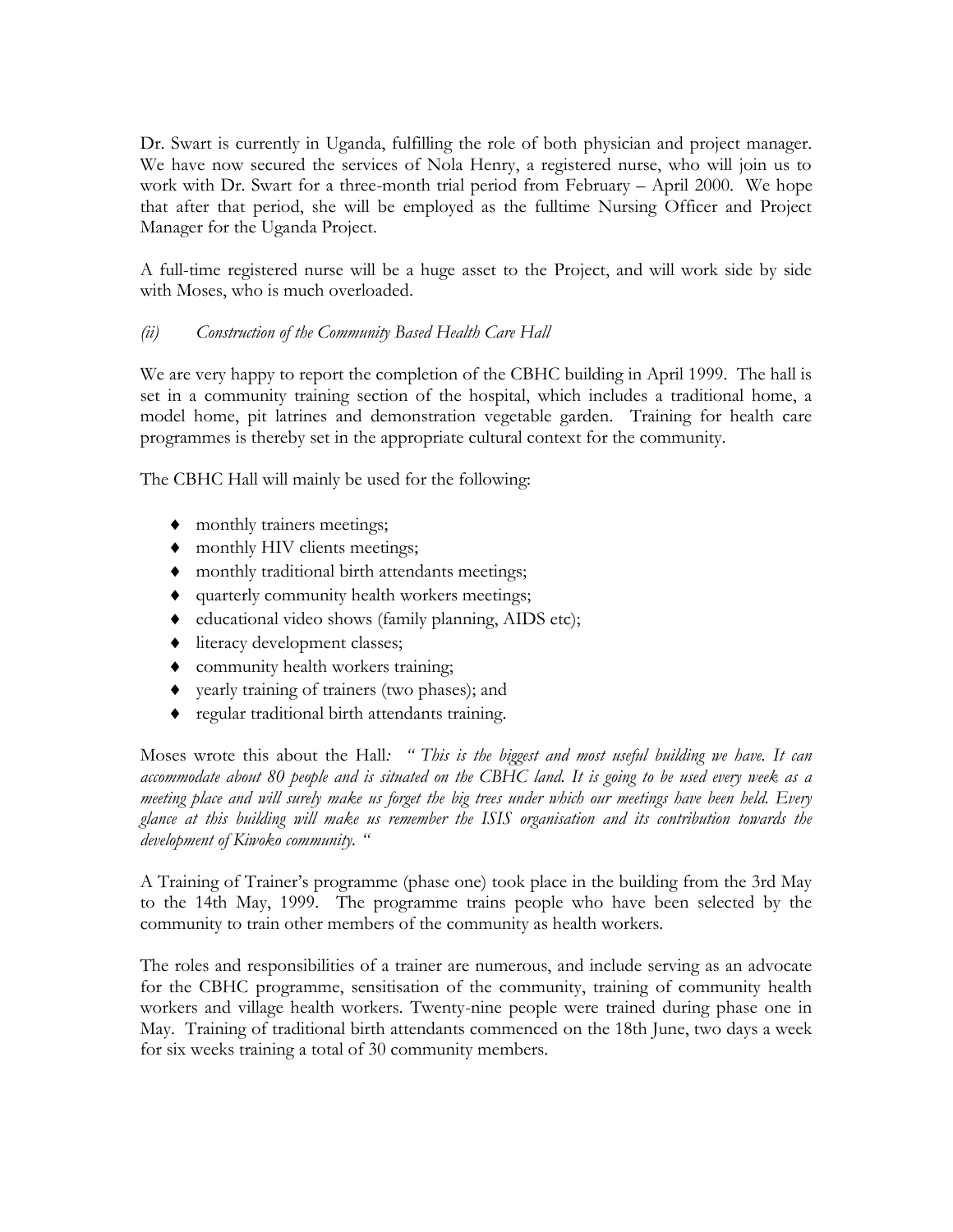Dr. Swart is currently in Uganda, fulfilling the role of both physician and project manager. We have now secured the services of Nola Henry, a registered nurse, who will join us to work with Dr. Swart for a three-month trial period from February – April 2000. We hope that after that period, she will be employed as the fulltime Nursing Officer and Project Manager for the Uganda Project.

A full-time registered nurse will be a huge asset to the Project, and will work side by side with Moses, who is much overloaded.

*(ii) Construction of the Community Based Health Care Hall*

We are very happy to report the completion of the CBHC building in April 1999. The hall is set in a community training section of the hospital, which includes a traditional home, a model home, pit latrines and demonstration vegetable garden. Training for health care programmes is thereby set in the appropriate cultural context for the community.

The CBHC Hall will mainly be used for the following:

- monthly trainers meetings;
- monthly HIV clients meetings;
- monthly traditional birth attendants meetings;
- quarterly community health workers meetings;
- educational video shows (family planning, AIDS etc);
- literacy development classes;
- community health workers training;
- yearly training of trainers (two phases); and
- regular traditional birth attendants training.

Moses wrote this about the Hall: *" This is the biggest and most useful building we have. It can accommodate about 80 people and is situated on the CBHC land. It is going to be used every week as a meeting place and will surely make us forget the big trees under which our meetings have been held. Every glance at this building will make us remember the ISIS organisation and its contribution towards the development of Kiwoko community. "*

A Training of Trainer's programme (phase one) took place in the building from the 3rd May to the 14th May, 1999. The programme trains people who have been selected by the community to train other members of the community as health workers.

The roles and responsibilities of a trainer are numerous, and include serving as an advocate for the CBHC programme, sensitisation of the community, training of community health workers and village health workers. Twenty-nine people were trained during phase one in May. Training of traditional birth attendants commenced on the 18th June, two days a week for six weeks training a total of 30 community members.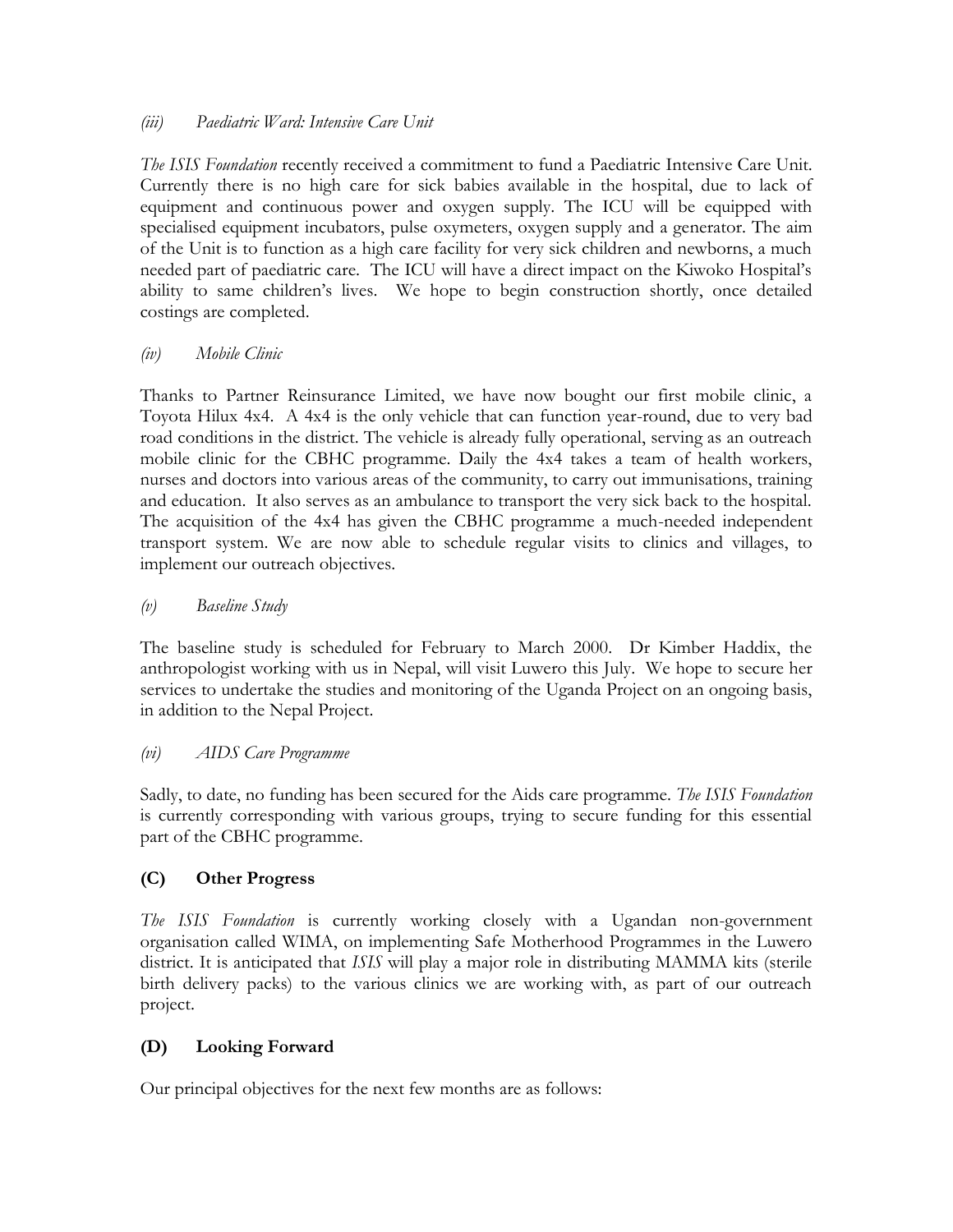*(iii) Paediatric Ward: Intensive Care Unit*

*The ISIS Foundation* recently received a commitment to fund a Paediatric Intensive Care Unit. Currently there is no high care for sick babies available in the hospital, due to lack of equipment and continuous power and oxygen supply. The ICU will be equipped with specialised equipment incubators, pulse oxymeters, oxygen supply and a generator. The aim of the Unit is to function as a high care facility for very sick children and newborns, a much needed part of paediatric care. The ICU will have a direct impact on the Kiwoko Hospital's ability to same children's lives. We hope to begin construction shortly, once detailed costings are completed.

*(iv) Mobile Clinic*

Thanks to Partner Reinsurance Limited, we have now bought our first mobile clinic, a Toyota Hilux 4x4. A 4x4 is the only vehicle that can function year-round, due to very bad road conditions in the district. The vehicle is already fully operational, serving as an outreach mobile clinic for the CBHC programme. Daily the 4x4 takes a team of health workers, nurses and doctors into various areas of the community, to carry out immunisations, training and education. It also serves as an ambulance to transport the very sick back to the hospital. The acquisition of the 4x4 has given the CBHC programme a much-needed independent transport system. We are now able to schedule regular visits to clinics and villages, to implement our outreach objectives.

*(v) Baseline Study*

The baseline study is scheduled for February to March 2000. Dr Kimber Haddix, the anthropologist working with us in Nepal, will visit Luwero this July. We hope to secure her services to undertake the studies and monitoring of the Uganda Project on an ongoing basis, in addition to the Nepal Project.

*(vi) AIDS Care Programme*

Sadly, to date, no funding has been secured for the Aids care programme. *The ISIS Foundation* is currently corresponding with various groups, trying to secure funding for this essential part of the CBHC programme.

## (C) Other Progress

*The ISIS Foundation* is currently working closely with a Ugandan non-government organisation called WIMA, on implementing Safe Motherhood Programmes in the Luwero district. It is anticipated that *ISIS* will play a major role in distributing MAMMA kits (sterile birth delivery packs) to the various clinics we are working with, as part of our outreach project.

## (D) Looking Forward

Our principal objectives for the next few months are as follows: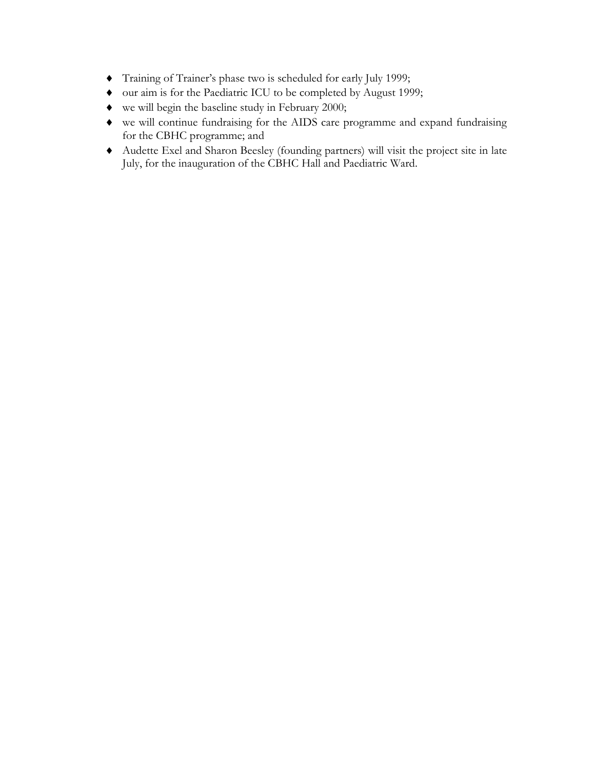- Training of Trainer's phase two is scheduled for early July 1999;
- our aim is for the Paediatric ICU to be completed by August 1999;
- we will begin the baseline study in February 2000;
- we will continue fundraising for the AIDS care programme and expand fundraising for the CBHC programme; and
- Audette Exel and Sharon Beesley (founding partners) will visit the project site in late July, for the inauguration of the CBHC Hall and Paediatric Ward.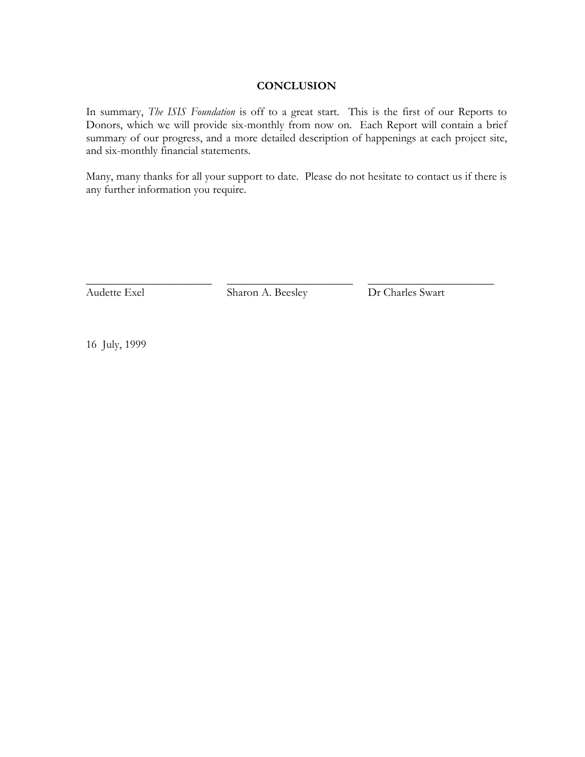## CONCLUSION

In summary, *The ISIS Foundation* is off to a great start. This is the first of our Reports to Donors, which we will provide six-monthly from now on. Each Report will contain a brief summary of our progress, and a more detailed description of happenings at each project site, and six-monthly financial statements.

Many, many thanks for all your support to date. Please do not hesitate to contact us if there is any further information you require.

| ______________________ | ______________________ | ______________________ |
|---|---|---|
| Audette Exel | Sharon A. Beesley | Dr Charles Swart |

16 July, 1999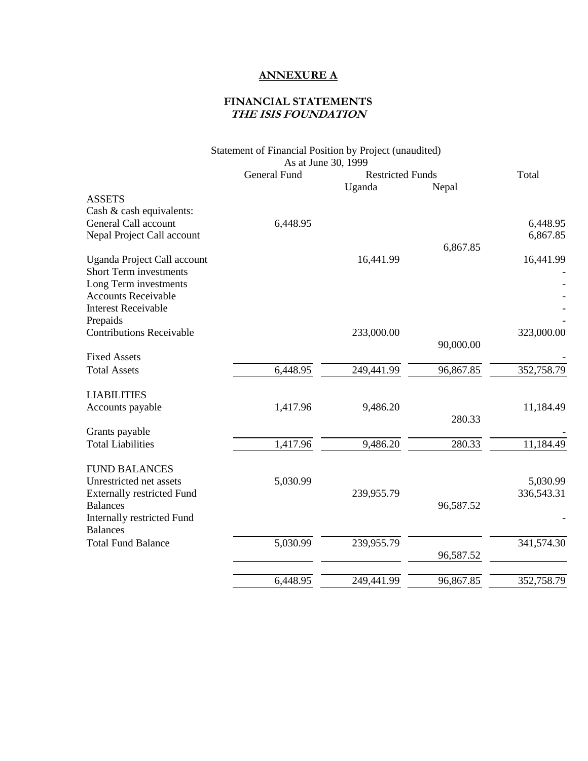# ANNEXURE A

## FINANCIAL STATEMENTS
### *THE ISIS FOUNDATION*

Statement of Financial Position by Project (unaudited)
As at June 30, 1999

| | General Fund | Restricted Funds | | Total |
|---|---|---|---|---|
| | | Uganda | Nepal | |
| **ASSETS** | | | | |
| Cash & cash equivalents: | | | | |
| General Call account | 6,448.95 | | | 6,448.95 |
| Nepal Project Call account | | | 6,867.85 | 6,867.85 |
| Uganda Project Call account | | 16,441.99 | | 16,441.99 |
| Short Term investments | | | | - |
| Long Term investments | | | | - |
| Accounts Receivable | | | | - |
| Interest Receivable | | | | - |
| Prepaids | | | | - |
| Contributions Receivable | | 233,000.00 | 90,000.00 | 323,000.00 |
| Fixed Assets | | | | - |
| Total Assets | 6,448.95 | 249,441.99 | 96,867.85 | 352,758.79 |
| **LIABILITIES** | | | | |
| Accounts payable | 1,417.96 | 9,486.20 | 280.33 | 11,184.49 |
| Grants payable | | | | - |
| Total Liabilities | 1,417.96 | 9,486.20 | 280.33 | 11,184.49 |
| **FUND BALANCES** | | | | |
| Unrestricted net assets | 5,030.99 | | | 5,030.99 |
| Externally restricted Fund Balances | | 239,955.79 | 96,587.52 | 336,543.31 |
| Internally restricted Fund Balances | | | | - |
| Total Fund Balance | 5,030.99 | 239,955.79 | 96,587.52 | 341,574.30 |
| | 6,448.95 | 249,441.99 | 96,867.85 | 352,758.79 |